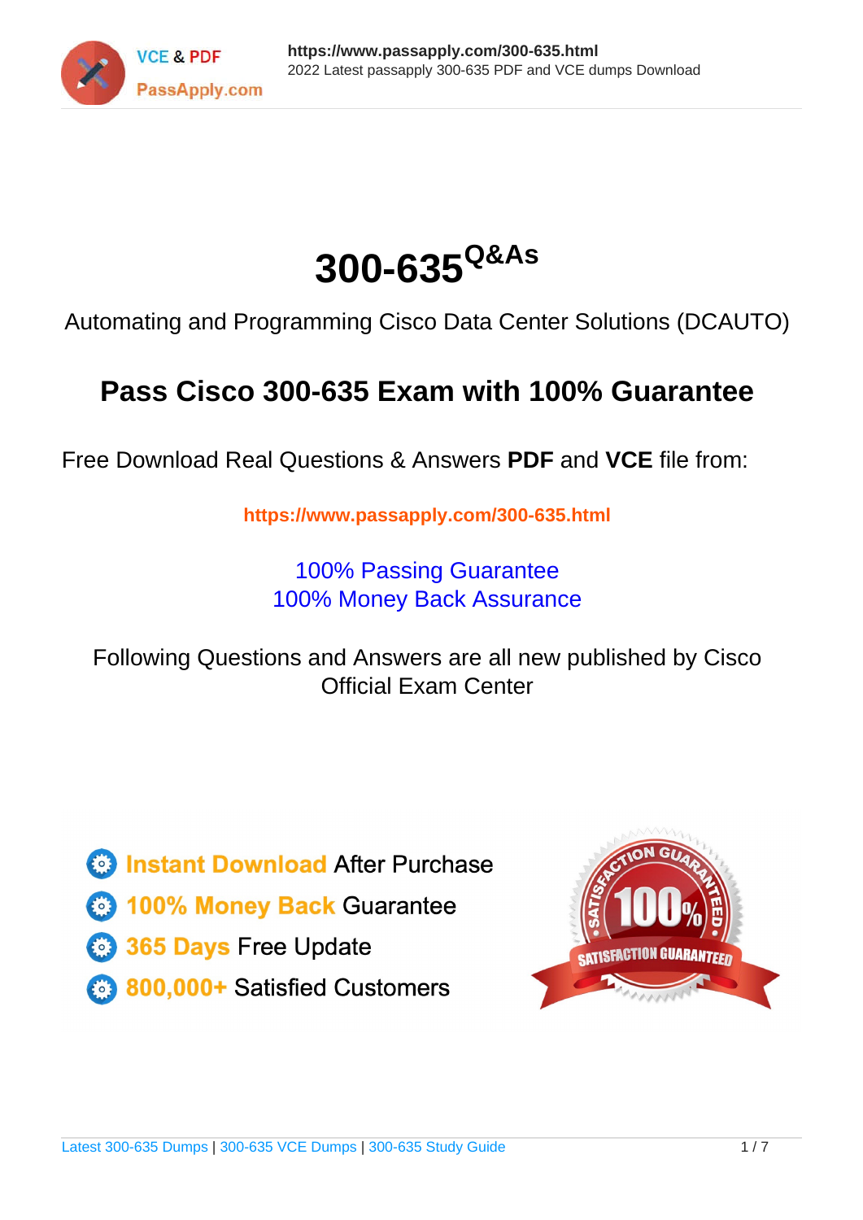# 300-635 Q&As

Automating and Programming Cisco Data Center Solutions (DCAUTO)

## Pass Cisco 300-635 Exam with 100% Guarantee

Free Download Real Questions & Answers **PDF** and **VCE** file from:

**https://www.passapply.com/300-635.html**

100% Passing Guarantee
100% Money Back Assurance

Following Questions and Answers are all new published by Cisco Official Exam Center

- Instant Download After Purchase
- 100% Money Back Guarantee
- 365 Days Free Update
- 800,000+ Satisfied Customers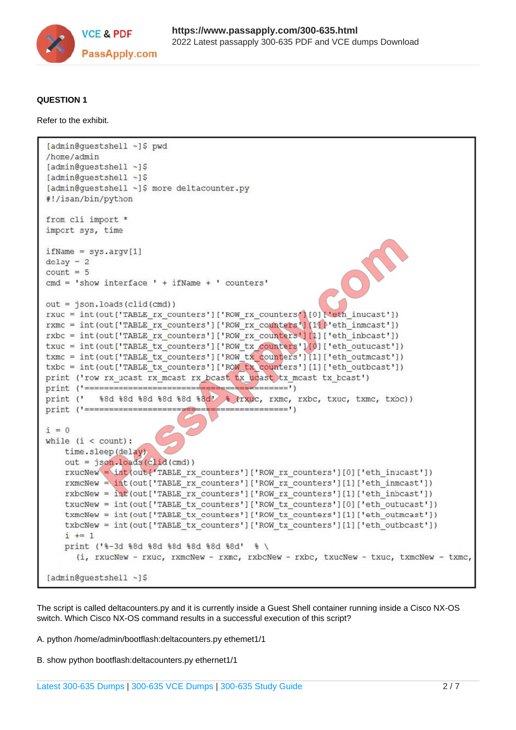**QUESTION 1**

Refer to the exhibit.

```
[admin@guestshell ~]$ pwd
/home/admin
[admin@guestshell ~]$
[admin@guestshell ~]$
[admin@guestshell ~]$ more deltacounter.py
#!/isan/bin/python

from cli import *
import sys, time

ifName = sys.argv[1]
delay = 2
count = 5
cmd = 'show interface ' + ifName + ' counters'

out = json.loads(clid(cmd))
rxuc = int(out['TABLE_rx_counters']['ROW_rx_counters'][0]['eth_inucast'])
rxmc = int(out['TABLE_rx_counters']['ROW_rx_counters'][1]['eth_inmcast'])
rxbc = int(out['TABLE_rx_counters']['ROW_rx_counters'][1]['eth_inbcast'])
txuc = int(out['TABLE_tx_counters']['ROW_tx_counters'][0]['eth_outucast'])
txmc = int(out['TABLE_tx_counters']['ROW_tx_counters'][1]['eth_outmcast'])
txbc = int(out['TABLE_tx_counters']['ROW_tx_counters'][1]['eth_outbcast'])
print ('row rx_ucast rx_mcast rx_bcast tx_ucast tx_mcast tx_bcast')
print ('=========================================================')
print ('    %8d %8d %8d %8d %8d %8d' % (rxuc, rxmc, rxbc, txuc, txmc, txbc))
print ('=========================================================')

i = 0
while (i < count):
    time.sleep(delay)
    out = json.loads(clid(cmd))
    rxucNew = int(out['TABLE_rx_counters']['ROW_rx_counters'][0]['eth_inucast'])
    rxmcNew = int(out['TABLE_rx_counters']['ROW_rx_counters'][1]['eth_inmcast'])
    rxbcNew = int(out['TABLE_rx_counters']['ROW_rx_counters'][1]['eth_inbcast'])
    txucNew = int(out['TABLE_tx_counters']['ROW_tx_counters'][0]['eth_outucast'])
    txmcNew = int(out['TABLE_tx_counters']['ROW_tx_counters'][1]['eth_outmcast'])
    txbcNew = int(out['TABLE_tx_counters']['ROW_tx_counters'][1]['eth_outbcast'])
    i += 1
    print ('%-3d %8d %8d %8d %8d %8d %8d' % \
      (i, rxucNew - rxuc, rxmcNew - rxmc, rxbcNew - rxbc, txucNew - txuc, txmcNew - txmc,

[admin@guestshell ~]$
```

The script is called deltacounters.py and it is currently inside a Guest Shell container running inside a Cisco NX-OS switch. Which Cisco NX-OS command results in a successful execution of this script?

A. python /home/admin/bootflash:deltacounters.py ethemet1/1

B. show python bootflash:deltacounters.py ethernet1/1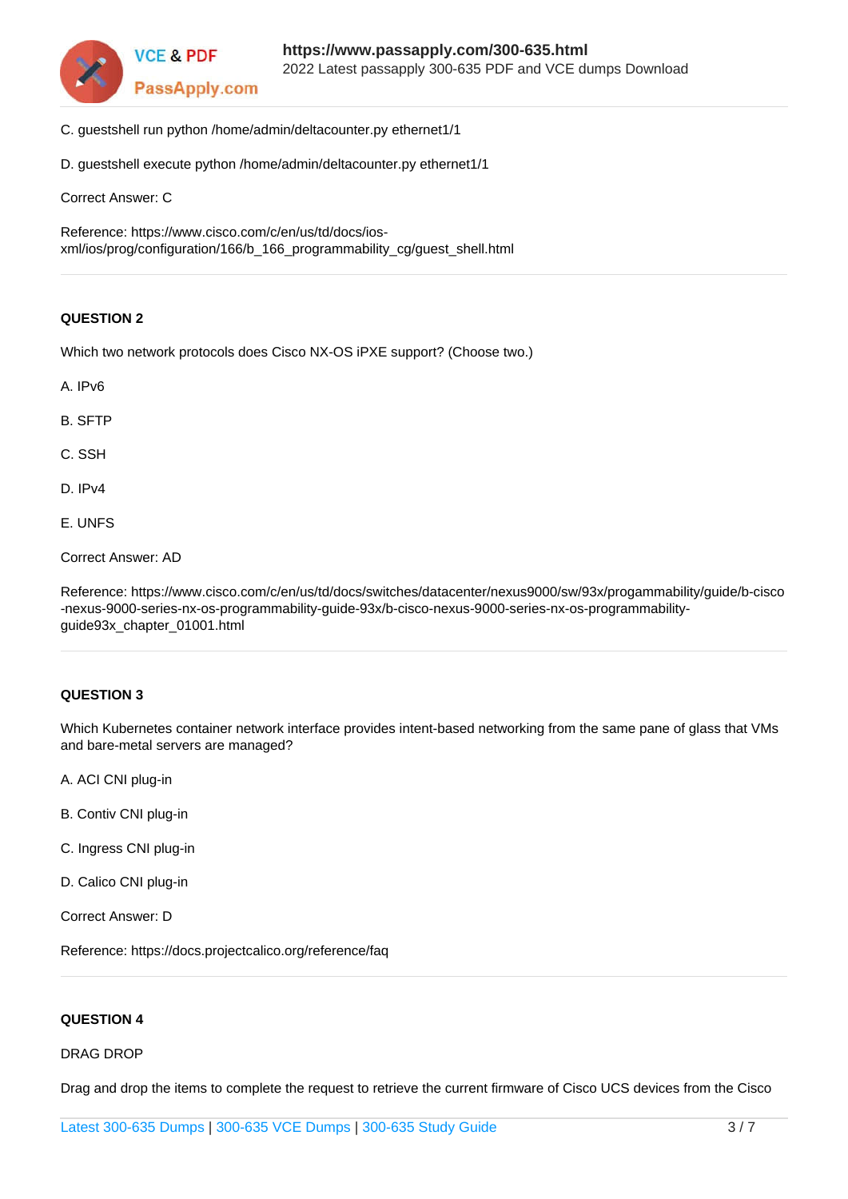C. guestshell run python /home/admin/deltacounter.py ethernet1/1

D. guestshell execute python /home/admin/deltacounter.py ethernet1/1

Correct Answer: C

Reference: https://www.cisco.com/c/en/us/td/docs/ios-xml/ios/prog/configuration/166/b_166_programmability_cg/guest_shell.html

---

**QUESTION 2**

Which two network protocols does Cisco NX-OS iPXE support? (Choose two.)

A. IPv6

B. SFTP

C. SSH

D. IPv4

E. UNFS

Correct Answer: AD

Reference: https://www.cisco.com/c/en/us/td/docs/switches/datacenter/nexus9000/sw/93x/progammability/guide/b-cisco-nexus-9000-series-nx-os-programmability-guide-93x/b-cisco-nexus-9000-series-nx-os-programmability-guide93x_chapter_01001.html

---

**QUESTION 3**

Which Kubernetes container network interface provides intent-based networking from the same pane of glass that VMs and bare-metal servers are managed?

A. ACI CNI plug-in

B. Contiv CNI plug-in

C. Ingress CNI plug-in

D. Calico CNI plug-in

Correct Answer: D

Reference: https://docs.projectcalico.org/reference/faq

---

**QUESTION 4**

DRAG DROP

Drag and drop the items to complete the request to retrieve the current firmware of Cisco UCS devices from the Cisco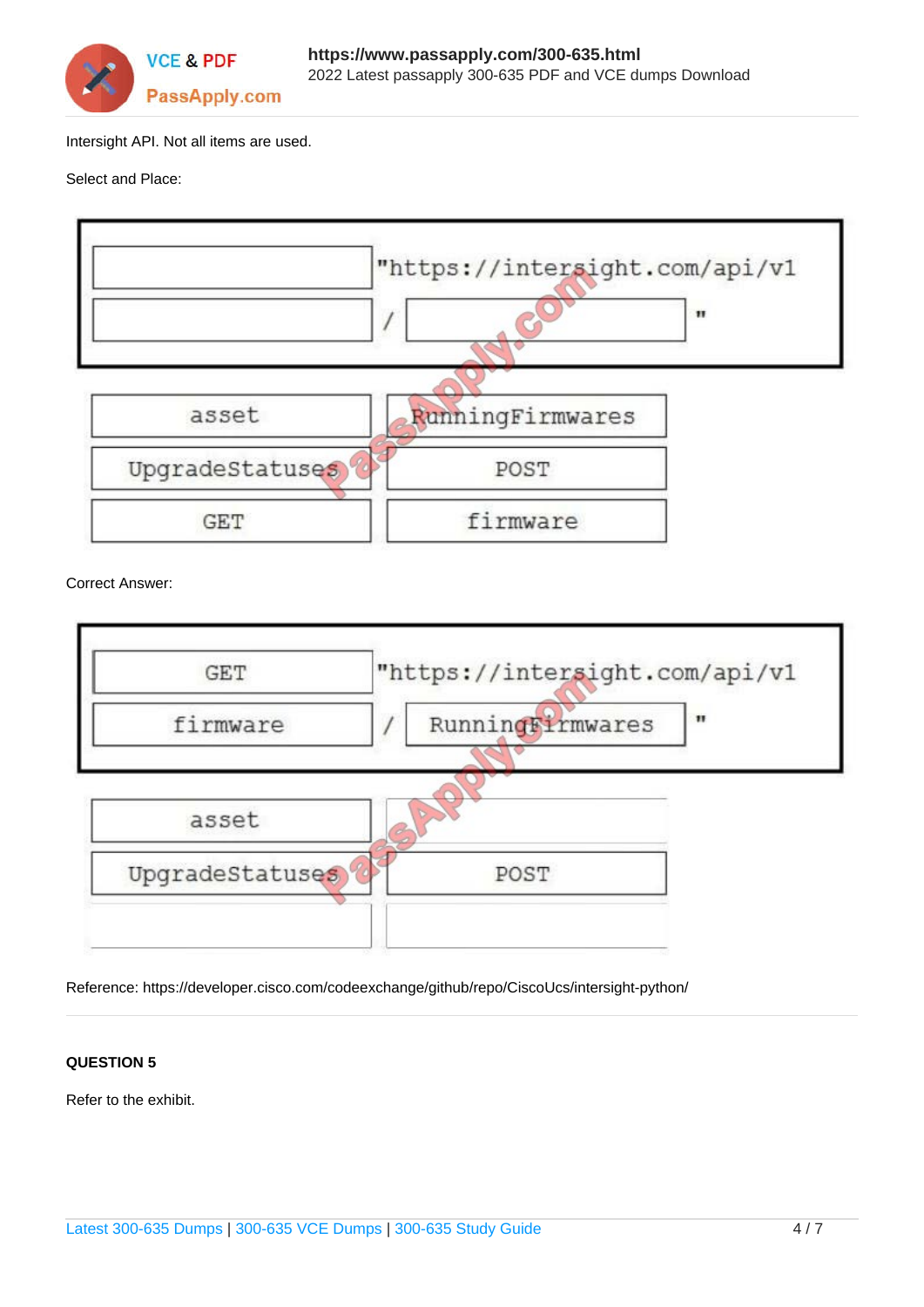Intersight API. Not all items are used.

Select and Place:

| | |
|---|---|
| [ ] | "https://intersight.com/api/v1 |
| [ ] / [ ] | " |

| | |
|---|---|
| asset | RunningFirmwares |
| UpgradeStatuses | POST |
| GET | firmware |

Correct Answer:

| | |
|---|---|
| GET | "https://intersight.com/api/v1 |
| firmware / RunningFirmwares | " |

| | |
|---|---|
| asset | |
| UpgradeStatuses | POST |
| | |

Reference: https://developer.cisco.com/codeexchange/github/repo/CiscoUcs/intersight-python/

**QUESTION 5**

Refer to the exhibit.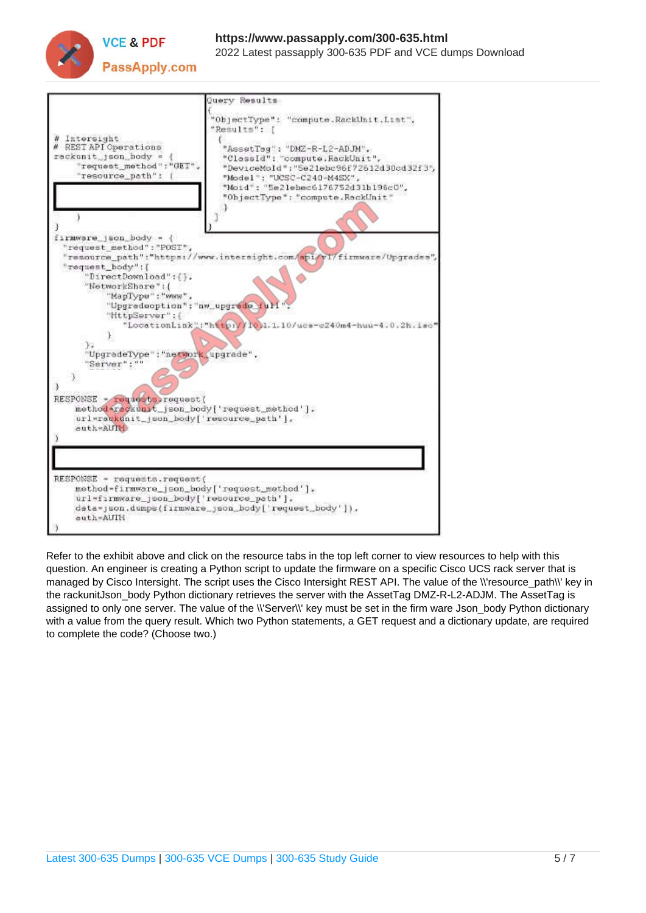```
# Intersight
# REST API Operations
rackunit_json_body = {
    "request_method":"GET",
    "resource_path": (
    [                                           ]
    )
}
firmware_json_body = {
  "request_method":"POST",
  "resource_path":"https://www.intersight.com/api/v1/firmware/Upgrades",
  "request_body":{
    "DirectDownload":{},
    "NetworkShare":{
      "MapType":"www",
      "Upgradeoption":"nw_upgrade_full",
      "HttpServer":{
        "LocationLink":"http://10.1.1.10/ucs-c240m4-huu-4.0.2h.iso"
      }
    },
    "UpgradeType":"network_upgrade",
    "Server":""
  }
}
RESPONSE = requests.request(
    method=rackunit_json_body['request_method'],
    url=rackunit_json_body['resource_path'],
    auth=AUTH
)
[                                                                  ]
RESPONSE = requests.request(
    method=firmware_json_body['request_method'],
    url=firmware_json_body['resource_path'],
    data=json.dumps(firmware_json_body['request_body']),
    auth=AUTH
)
```

```
Query Results
{
 "ObjectType": "compute.RackUnit.List",
 "Results": [
  {
   "AssetTag": "DMZ-R-L2-ADJM",
   "ClassId": "compute.RackUnit",
   "DeviceMoId":"5e21ebc96f72612d30cd32f3",
   "Model": "UCSC-C240-M4SX",
   "Moid": "5e21ebec6176752d31b196c0",
   "ObjectType": "compute.RackUnit"
  }
 ]
}
```

Refer to the exhibit above and click on the resource tabs in the top left corner to view resources to help with this question. An engineer is creating a Python script to update the firmware on a specific Cisco UCS rack server that is managed by Cisco Intersight. The script uses the Cisco Intersight REST API. The value of the \\'resource_path\\' key in the rackunitJson_body Python dictionary retrieves the server with the AssetTag DMZ-R-L2-ADJM. The AssetTag is assigned to only one server. The value of the \\'Server\\' key must be set in the firm ware Json_body Python dictionary with a value from the query result. Which two Python statements, a GET request and a dictionary update, are required to complete the code? (Choose two.)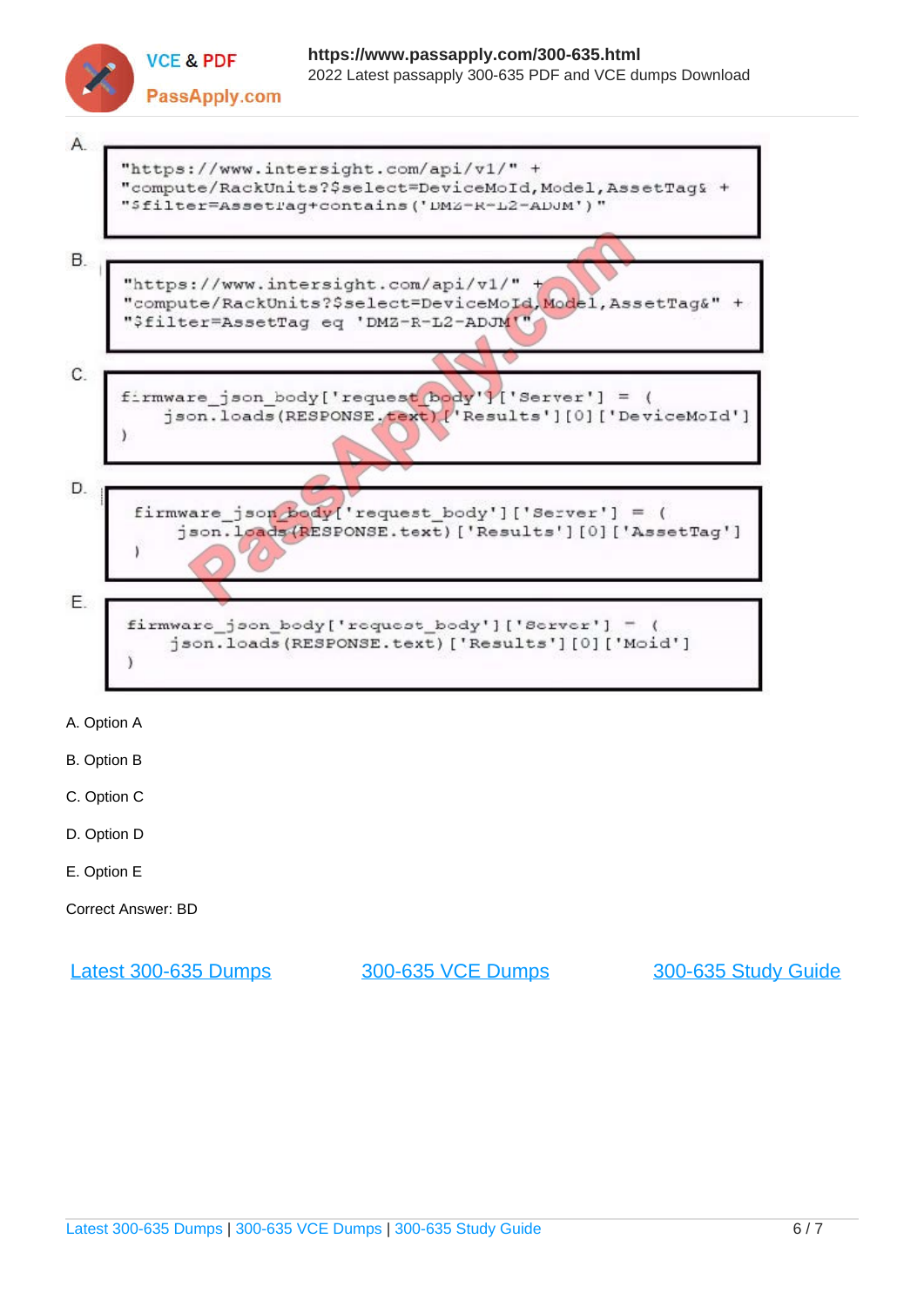A.

```
"https://www.intersight.com/api/v1/" +
"compute/RackUnits?$select=DeviceMoId,Model,AssetTag& +
"$filter=AssetTag+contains('DMZ-R-L2-ADJM')"
```

B.

```
"https://www.intersight.com/api/v1/" +
"compute/RackUnits?$select=DeviceMoId,Model,AssetTag&" +
"$filter=AssetTag eq 'DMZ-R-L2-ADJM'"
```

C.

```
firmware_json_body['request_body']['Server'] = (
    json.loads(RESPONSE.text)['Results'][0]['DeviceMoId']
)
```

D.

```
firmware_json_body['request_body']['Server'] = (
    json.loads(RESPONSE.text)['Results'][0]['AssetTag']
)
```

E.

```
firmware_json_body['request_body']['Server'] = (
    json.loads(RESPONSE.text)['Results'][0]['Moid']
)
```

A. Option A

B. Option B

C. Option C

D. Option D

E. Option E

Correct Answer: BD

[Latest 300-635 Dumps](https://www.passapply.com/300-635.html) [300-635 VCE Dumps](https://www.passapply.com/300-635.html) [300-635 Study Guide](https://www.passapply.com/300-635.html)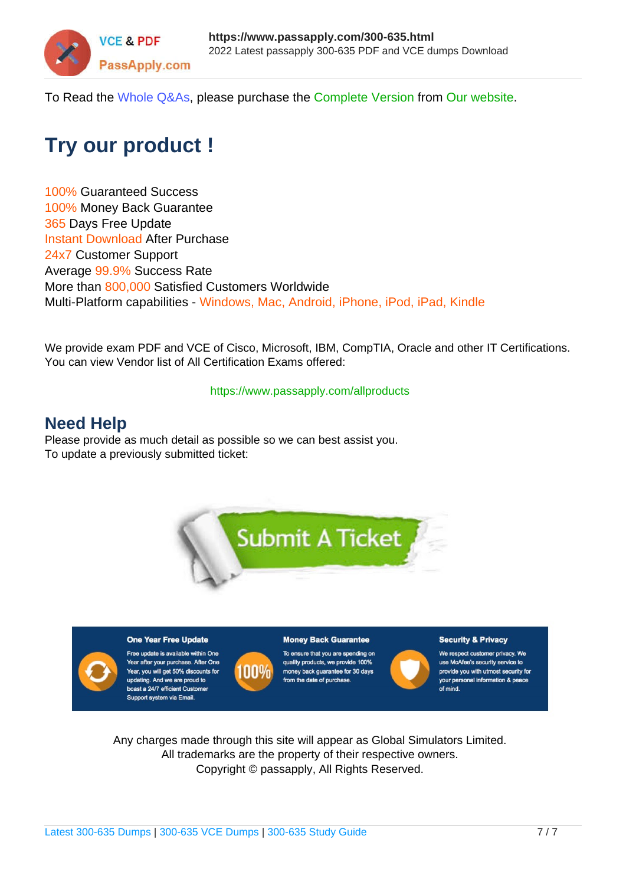To Read the Whole Q&As, please purchase the Complete Version from Our website.

# Try our product !

100% Guaranteed Success
100% Money Back Guarantee
365 Days Free Update
Instant Download After Purchase
24x7 Customer Support
Average 99.9% Success Rate
More than 800,000 Satisfied Customers Worldwide
Multi-Platform capabilities - Windows, Mac, Android, iPhone, iPod, iPad, Kindle

We provide exam PDF and VCE of Cisco, Microsoft, IBM, CompTIA, Oracle and other IT Certifications.
You can view Vendor list of All Certification Exams offered:

https://www.passapply.com/allproducts

## Need Help

Please provide as much detail as possible so we can best assist you.
To update a previously submitted ticket:

Submit A Ticket

**One Year Free Update**
Free update is available within One Year after your purchase. After One Year, you will get 50% discounts for updating. And we are proud to boast a 24/7 efficient Customer Support system via Email.

**Money Back Guarantee**
To ensure that you are spending on quality products, we provide 100% money back guarantee for 30 days from the date of purchase.

**Security & Privacy**
We respect customer privacy. We use McAfee's security service to provide you with utmost security for your personal information & peace of mind.

Any charges made through this site will appear as Global Simulators Limited.
All trademarks are the property of their respective owners.
Copyright © passapply, All Rights Reserved.